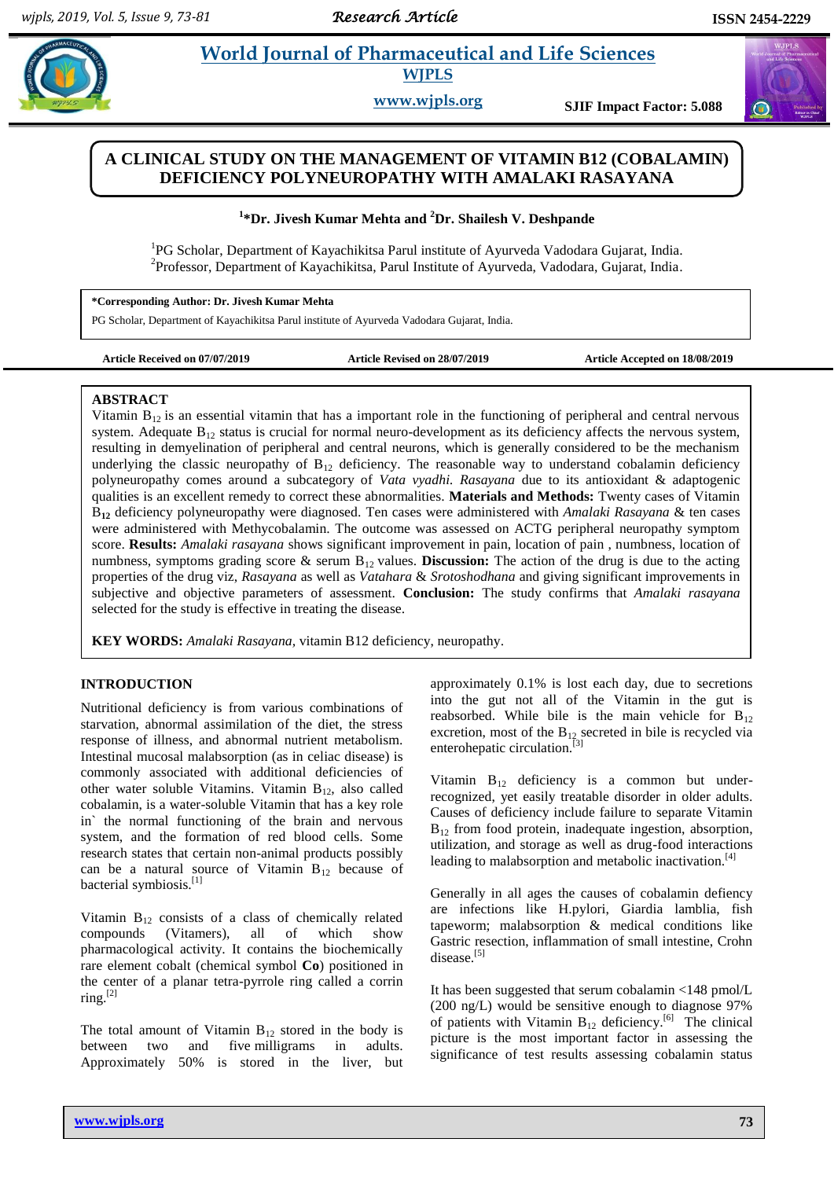# A CLINICAL STUDY ON THE MANAGEMENT OF VITAMIN B12 (COBALAMIN) DEFICIENCY POLYNEUROPATHY WITH AMALAKI RASAYANA

**[1]*Dr. Jivesh Kumar Mehta and [2]Dr. Shailesh V. Deshpande**

[1]PG Scholar, Department of Kayachikitsa Parul institute of Ayurveda Vadodara Gujarat, India.
[2]Professor, Department of Kayachikitsa, Parul Institute of Ayurveda, Vadodara, Gujarat, India.

**\*Corresponding Author: Dr. Jivesh Kumar Mehta**
PG Scholar, Department of Kayachikitsa Parul institute of Ayurveda Vadodara Gujarat, India.

**Article Received on 07/07/2019** **Article Revised on 28/07/2019** **Article Accepted on 18/08/2019**

## ABSTRACT

Vitamin $B_{12}$ is an essential vitamin that has a important role in the functioning of peripheral and central nervous system. Adequate $B_{12}$ status is crucial for normal neuro-development as its deficiency affects the nervous system, resulting in demyelination of peripheral and central neurons, which is generally considered to be the mechanism underlying the classic neuropathy of $B_{12}$ deficiency. The reasonable way to understand cobalamin deficiency polyneuropathy comes around a subcategory of *Vata vyadhi. Rasayana* due to its antioxidant & adaptogenic qualities is an excellent remedy to correct these abnormalities. **Materials and Methods:** Twenty cases of Vitamin $B_{12}$ deficiency polyneuropathy were diagnosed. Ten cases were administered with *Amalaki Rasayana* & ten cases were administered with Methycobalamin. The outcome was assessed on ACTG peripheral neuropathy symptom score. **Results:** *Amalaki rasayana* shows significant improvement in pain, location of pain , numbness, location of numbness, symptoms grading score & serum $B_{12}$ values. **Discussion:** The action of the drug is due to the acting properties of the drug viz, *Rasayana* as well as *Vatahara* & *Srotoshodhana* and giving significant improvements in subjective and objective parameters of assessment. **Conclusion:** The study confirms that *Amalaki rasayana* selected for the study is effective in treating the disease.

**KEY WORDS:** *Amalaki Rasayana*, vitamin B12 deficiency, neuropathy.

## INTRODUCTION

Nutritional deficiency is from various combinations of starvation, abnormal assimilation of the diet, the stress response of illness, and abnormal nutrient metabolism. Intestinal mucosal malabsorption (as in celiac disease) is commonly associated with additional deficiencies of other water soluble Vitamins. Vitamin $B_{12}$, also called cobalamin, is a water-soluble Vitamin that has a key role in` the normal functioning of the brain and nervous system, and the formation of red blood cells. Some research states that certain non-animal products possibly can be a natural source of Vitamin $B_{12}$ because of bacterial symbiosis.[1]

Vitamin $B_{12}$ consists of a class of chemically related compounds (Vitamers), all of which show pharmacological activity. It contains the biochemically rare element cobalt (chemical symbol **Co**) positioned in the center of a planar tetra-pyrrole ring called a corrin ring.[2]

The total amount of Vitamin $B_{12}$ stored in the body is between two and five milligrams in adults. Approximately 50% is stored in the liver, but approximately 0.1% is lost each day, due to secretions into the gut not all of the Vitamin in the gut is reabsorbed. While bile is the main vehicle for $B_{12}$ excretion, most of the $B_{12}$ secreted in bile is recycled via enterohepatic circulation.[3]

Vitamin $B_{12}$ deficiency is a common but under-recognized, yet easily treatable disorder in older adults. Causes of deficiency include failure to separate Vitamin $B_{12}$ from food protein, inadequate ingestion, absorption, utilization, and storage as well as drug-food interactions leading to malabsorption and metabolic inactivation.[4]

Generally in all ages the causes of cobalamin defiency are infections like H.pylori, Giardia lamblia, fish tapeworm; malabsorption & medical conditions like Gastric resection, inflammation of small intestine, Crohn disease.[5]

It has been suggested that serum cobalamin <148 pmol/L (200 ng/L) would be sensitive enough to diagnose 97% of patients with Vitamin $B_{12}$ deficiency.[6] The clinical picture is the most important factor in assessing the significance of test results assessing cobalamin status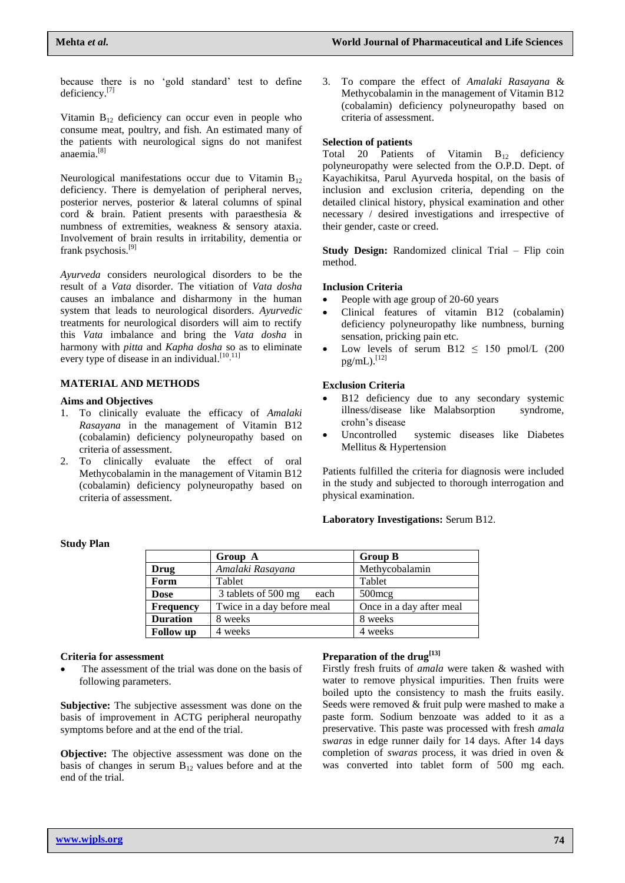because there is no 'gold standard' test to define deficiency.[7]

Vitamin $B_{12}$ deficiency can occur even in people who consume meat, poultry, and fish. An estimated many of the patients with neurological signs do not manifest anaemia.[8]

Neurological manifestations occur due to Vitamin $B_{12}$ deficiency. There is demyelation of peripheral nerves, posterior nerves, posterior & lateral columns of spinal cord & brain. Patient presents with paraesthesia & numbness of extremities, weakness & sensory ataxia. Involvement of brain results in irritability, dementia or frank psychosis.[9]

*Ayurveda* considers neurological disorders to be the result of a *Vata* disorder. The vitiation of *Vata dosha* causes an imbalance and disharmony in the human system that leads to neurological disorders. *Ayurvedic* treatments for neurological disorders will aim to rectify this *Vata* imbalance and bring the *Vata dosha* in harmony with *pitta* and *Kapha dosha* so as to eliminate every type of disease in an individual.[10,11]

## MATERIAL AND METHODS

### Aims and Objectives

1. To clinically evaluate the efficacy of *Amalaki Rasayana* in the management of Vitamin B12 (cobalamin) deficiency polyneuropathy based on criteria of assessment.
2. To clinically evaluate the effect of oral Methycobalamin in the management of Vitamin B12 (cobalamin) deficiency polyneuropathy based on criteria of assessment.
3. To compare the effect of *Amalaki Rasayana* & Methycobalamin in the management of Vitamin B12 (cobalamin) deficiency polyneuropathy based on criteria of assessment.

### Selection of patients

Total 20 Patients of Vitamin $B_{12}$ deficiency polyneuropathy were selected from the O.P.D. Dept. of Kayachikitsa, Parul Ayurveda hospital, on the basis of inclusion and exclusion criteria, depending on the detailed clinical history, physical examination and other necessary / desired investigations and irrespective of their gender, caste or creed.

**Study Design:** Randomized clinical Trial – Flip coin method.

### Inclusion Criteria

- People with age group of 20-60 years
- Clinical features of vitamin B12 (cobalamin) deficiency polyneuropathy like numbness, burning sensation, pricking pain etc.
- Low levels of serum B12 $\leq$ 150 pmol/L (200 pg/mL).[12]

### Exclusion Criteria

- B12 deficiency due to any secondary systemic illness/disease like Malabsorption syndrome, crohn's disease
- Uncontrolled systemic diseases like Diabetes Mellitus & Hypertension

Patients fulfilled the criteria for diagnosis were included in the study and subjected to thorough interrogation and physical examination.

**Laboratory Investigations:** Serum B12.

### Study Plan

| | Group A | Group B |
|---|---|---|
| **Drug** | *Amalaki Rasayana* | Methycobalamin |
| **Form** | Tablet | Tablet |
| **Dose** | 3 tablets of 500 mg each | 500mcg |
| **Frequency** | Twice in a day before meal | Once in a day after meal |
| **Duration** | 8 weeks | 8 weeks |
| **Follow up** | 4 weeks | 4 weeks |

### Criteria for assessment

- The assessment of the trial was done on the basis of following parameters.

**Subjective:** The subjective assessment was done on the basis of improvement in ACTG peripheral neuropathy symptoms before and at the end of the trial.

**Objective:** The objective assessment was done on the basis of changes in serum $B_{12}$ values before and at the end of the trial.

### Preparation of the drug[13]

Firstly fresh fruits of *amala* were taken & washed with water to remove physical impurities. Then fruits were boiled upto the consistency to mash the fruits easily. Seeds were removed & fruit pulp were mashed to make a paste form. Sodium benzoate was added to it as a preservative. This paste was processed with fresh *amala swaras* in edge runner daily for 14 days. After 14 days completion of *swaras* process, it was dried in oven & was converted into tablet form of 500 mg each.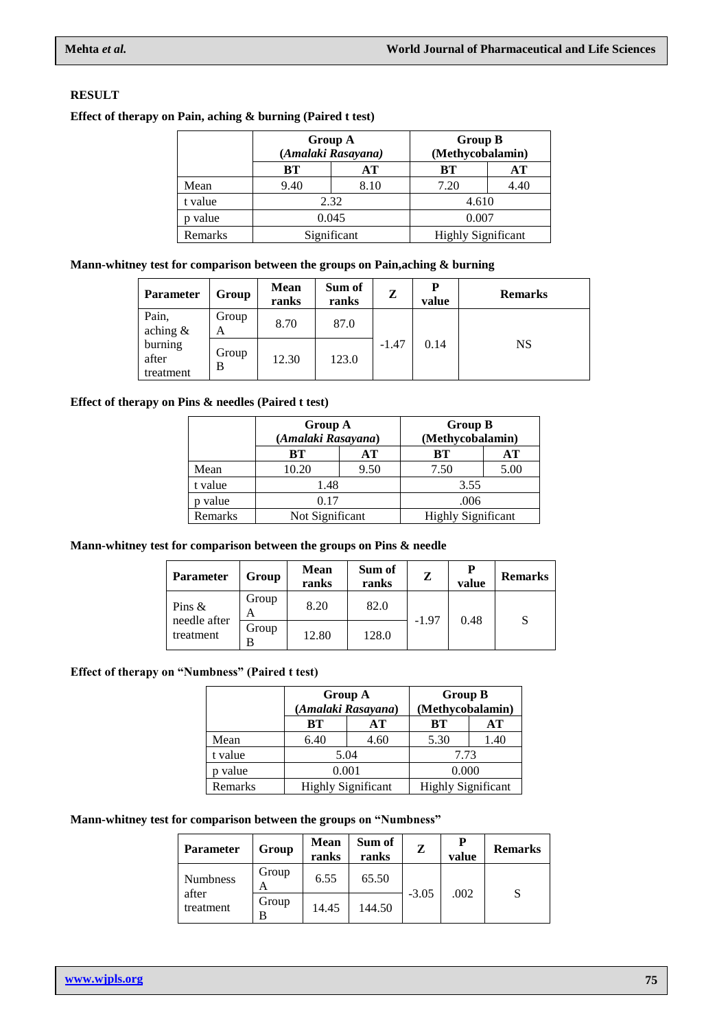**RESULT**

**Effect of therapy on Pain, aching & burning (Paired t test)**

| | Group A (*Amalaki Rasayana*) | | Group B (Methycobalamin) | |
|---|---|---|---|---|
| | **BT** | **AT** | **BT** | **AT** |
| Mean | 9.40 | 8.10 | 7.20 | 4.40 |
| t value | 2.32 | | 4.610 | |
| p value | 0.045 | | 0.007 | |
| Remarks | Significant | | Highly Significant | |

**Mann-whitney test for comparison between the groups on Pain,aching & burning**

| Parameter | Group | Mean ranks | Sum of ranks | Z | P value | Remarks |
|---|---|---|---|---|---|---|
| Pain, aching & burning after treatment | Group A | 8.70 | 87.0 | -1.47 | 0.14 | NS |
| | Group B | 12.30 | 123.0 | | | |

**Effect of therapy on Pins & needles (Paired t test)**

| | Group A (*Amalaki Rasayana*) | | Group B (Methycobalamin) | |
|---|---|---|---|---|
| | **BT** | **AT** | **BT** | **AT** |
| Mean | 10.20 | 9.50 | 7.50 | 5.00 |
| t value | 1.48 | | 3.55 | |
| p value | 0.17 | | .006 | |
| Remarks | Not Significant | | Highly Significant | |

**Mann-whitney test for comparison between the groups on Pins & needle**

| Parameter | Group | Mean ranks | Sum of ranks | Z | P value | Remarks |
|---|---|---|---|---|---|---|
| Pins & needle after treatment | Group A | 8.20 | 82.0 | -1.97 | 0.48 | S |
| | Group B | 12.80 | 128.0 | | | |

**Effect of therapy on "Numbness" (Paired t test)**

| | Group A (*Amalaki Rasayana*) | | Group B (Methycobalamin) | |
|---|---|---|---|---|
| | **BT** | **AT** | **BT** | **AT** |
| Mean | 6.40 | 4.60 | 5.30 | 1.40 |
| t value | 5.04 | | 7.73 | |
| p value | 0.001 | | 0.000 | |
| Remarks | Highly Significant | | Highly Significant | |

**Mann-whitney test for comparison between the groups on "Numbness"**

| Parameter | Group | Mean ranks | Sum of ranks | Z | P value | Remarks |
|---|---|---|---|---|---|---|
| Numbness after treatment | Group A | 6.55 | 65.50 | -3.05 | .002 | S |
| | Group B | 14.45 | 144.50 | | | |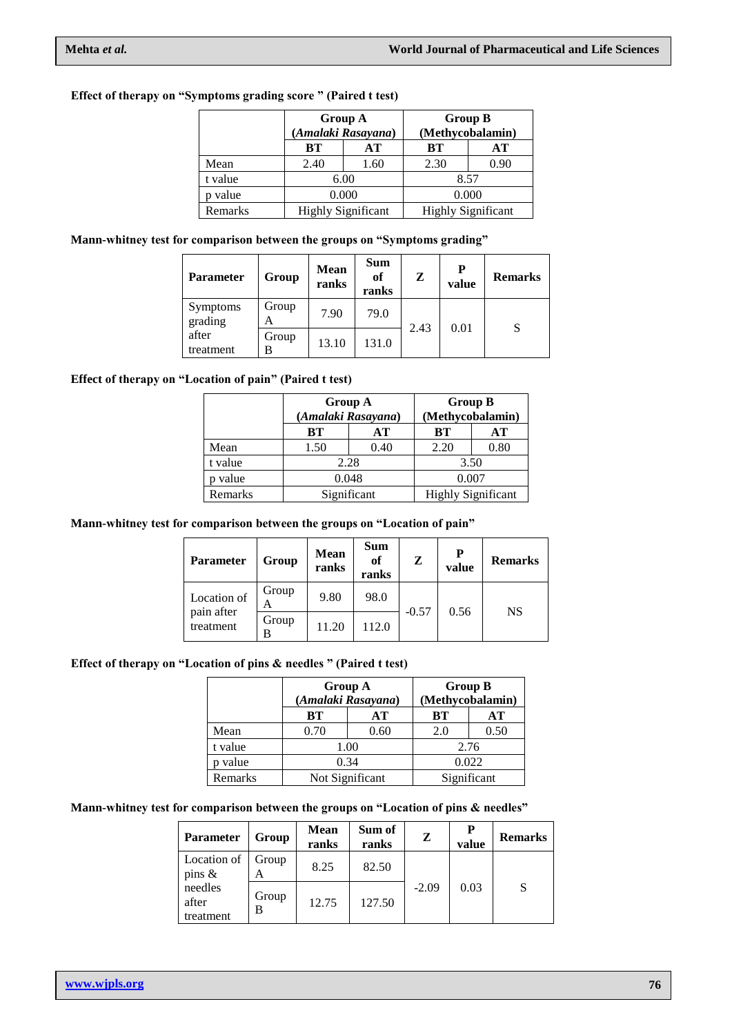**Effect of therapy on "Symptoms grading score " (Paired t test)**

| | Group A (*Amalaki Rasayana*) | | Group B (Methycobalamin) | |
|---|---|---|---|---|
| | **BT** | **AT** | **BT** | **AT** |
| Mean | 2.40 | 1.60 | 2.30 | 0.90 |
| t value | 6.00 | | 8.57 | |
| p value | 0.000 | | 0.000 | |
| Remarks | Highly Significant | | Highly Significant | |

**Mann-whitney test for comparison between the groups on "Symptoms grading"**

| Parameter | Group | Mean ranks | Sum of ranks | Z | P value | Remarks |
|---|---|---|---|---|---|---|
| Symptoms grading after treatment | Group A | 7.90 | 79.0 | 2.43 | 0.01 | S |
| | Group B | 13.10 | 131.0 | | | |

**Effect of therapy on "Location of pain" (Paired t test)**

| | Group A (*Amalaki Rasayana*) | | Group B (Methycobalamin) | |
|---|---|---|---|---|
| | **BT** | **AT** | **BT** | **AT** |
| Mean | 1.50 | 0.40 | 2.20 | 0.80 |
| t value | 2.28 | | 3.50 | |
| p value | 0.048 | | 0.007 | |
| Remarks | Significant | | Highly Significant | |

**Mann-whitney test for comparison between the groups on "Location of pain"**

| Parameter | Group | Mean ranks | Sum of ranks | Z | P value | Remarks |
|---|---|---|---|---|---|---|
| Location of pain after treatment | Group A | 9.80 | 98.0 | -0.57 | 0.56 | NS |
| | Group B | 11.20 | 112.0 | | | |

**Effect of therapy on "Location of pins & needles " (Paired t test)**

| | Group A (*Amalaki Rasayana*) | | Group B (Methycobalamin) | |
|---|---|---|---|---|
| | **BT** | **AT** | **BT** | **AT** |
| Mean | 0.70 | 0.60 | 2.0 | 0.50 |
| t value | 1.00 | | 2.76 | |
| p value | 0.34 | | 0.022 | |
| Remarks | Not Significant | | Significant | |

**Mann-whitney test for comparison between the groups on "Location of pins & needles"**

| Parameter | Group | Mean ranks | Sum of ranks | Z | P value | Remarks |
|---|---|---|---|---|---|---|
| Location of pins & needles after treatment | Group A | 8.25 | 82.50 | -2.09 | 0.03 | S |
| | Group B | 12.75 | 127.50 | | | |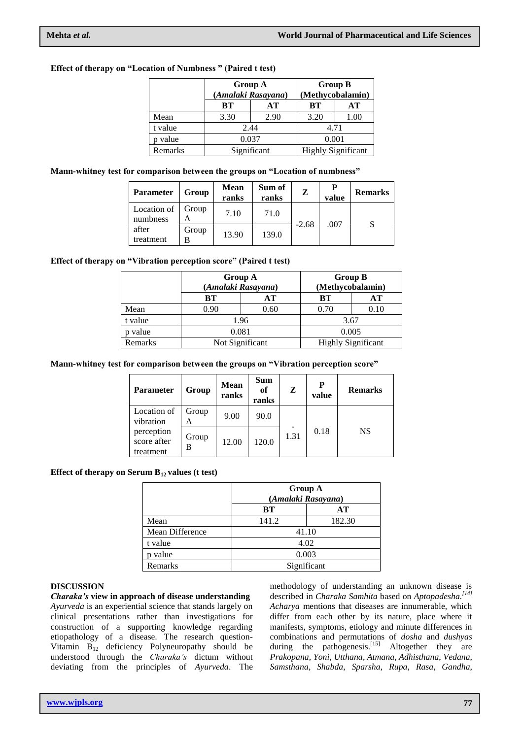**Effect of therapy on "Location of Numbness " (Paired t test)**

| | Group A (*Amalaki Rasayana*) | | Group B (Methycobalamin) | |
|---|---|---|---|---|
| | BT | AT | BT | AT |
| Mean | 3.30 | 2.90 | 3.20 | 1.00 |
| t value | 2.44 | | 4.71 | |
| p value | 0.037 | | 0.001 | |
| Remarks | Significant | | Highly Significant | |

**Mann-whitney test for comparison between the groups on "Location of numbness"**

| Parameter | Group | Mean ranks | Sum of ranks | Z | P value | Remarks |
|---|---|---|---|---|---|---|
| Location of numbness after treatment | Group A | 7.10 | 71.0 | -2.68 | .007 | S |
| | Group B | 13.90 | 139.0 | | | |

**Effect of therapy on "Vibration perception score" (Paired t test)**

| | Group A (*Amalaki Rasayana*) | | Group B (Methycobalamin) | |
|---|---|---|---|---|
| | BT | AT | BT | AT |
| Mean | 0.90 | 0.60 | 0.70 | 0.10 |
| t value | 1.96 | | 3.67 | |
| p value | 0.081 | | 0.005 | |
| Remarks | Not Significant | | Highly Significant | |

**Mann-whitney test for comparison between the groups on "Vibration perception score"**

| Parameter | Group | Mean ranks | Sum of ranks | Z | P value | Remarks |
|---|---|---|---|---|---|---|
| Location of vibration perception score after treatment | Group A | 9.00 | 90.0 | -1.31 | 0.18 | NS |
| | Group B | 12.00 | 120.0 | | | |

**Effect of therapy on Serum $B_{12}$ values (t test)**

| | Group A (*Amalaki Rasayana*) | |
|---|---|---|
| | BT | AT |
| Mean | 141.2 | 182.30 |
| Mean Difference | 41.10 | |
| t value | 4.02 | |
| p value | 0.003 | |
| Remarks | Significant | |

## DISCUSSION

***Charaka's* view in approach of disease understanding**

*Ayurveda* is an experiential science that stands largely on clinical presentations rather than investigations for construction of a supporting knowledge regarding etiopathology of a disease. The research question-Vitamin $B_{12}$ deficiency Polyneuropathy should be understood through the *Charaka's* dictum without deviating from the principles of *Ayurveda*. The methodology of understanding an unknown disease is described in *Charaka Samhita* based on *Aptopadesha*.[14] *Acharya* mentions that diseases are innumerable, which differ from each other by its nature, place where it manifests, symptoms, etiology and minute differences in combinations and permutations of *dosha* and *dushyas* during the pathogenesis.[15] Altogether they are *Prakopana*, *Yoni*, *Utthana*, *Atmana*, *Adhisthana*, *Vedana*, *Samsthana*, *Shabda*, *Sparsha*, *Rupa*, *Rasa*, *Gandha*,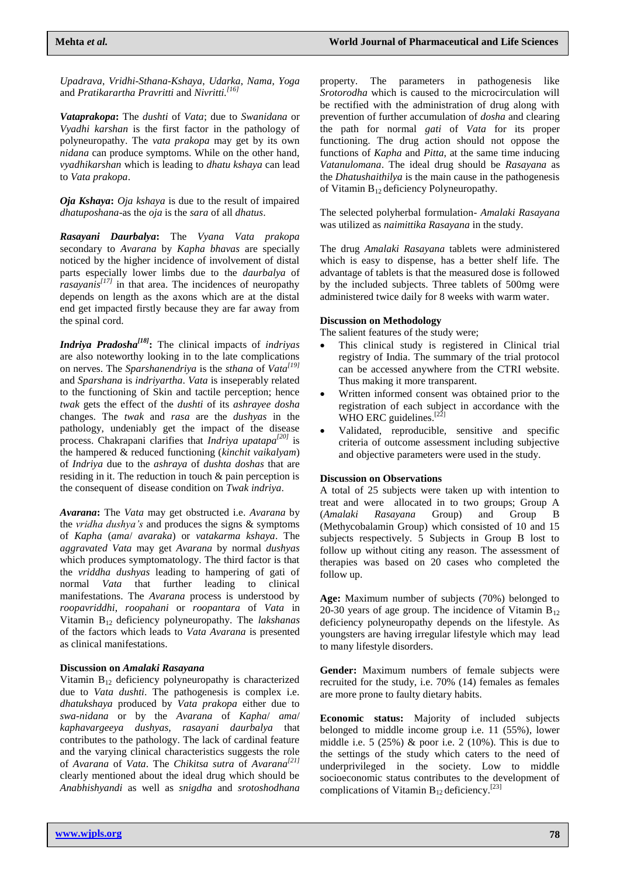*Upadrava*, *Vridhi-Sthana-Kshaya*, *Udarka*, *Nama*, *Yoga* and *Pratikarartha Pravritti* and *Nivritti*.[16]

***Vataprakopa*:** The *dushti* of *Vata*; due to *Swanidana* or *Vyadhi karshan* is the first factor in the pathology of polyneuropathy. The *vata prakopa* may get by its own *nidana* can produce symptoms. While on the other hand, *vyadhikarshan* which is leading to *dhatu kshaya* can lead to *Vata prakopa*.

***Oja Kshaya*:** *Oja kshaya* is due to the result of impaired *dhatuposhana*-as the *oja* is the *sara* of all *dhatus*.

***Rasayani Daurbalya*:** The *Vyana Vata prakopa* secondary to *Avarana* by *Kapha bhavas* are specially noticed by the higher incidence of involvement of distal parts especially lower limbs due to the *daurbalya* of *rasayanis*[17] in that area. The incidences of neuropathy depends on length as the axons which are at the distal end get impacted firstly because they are far away from the spinal cord.

***Indriya Pradosha*[18]:** The clinical impacts of *indriyas* are also noteworthy looking in to the late complications on nerves. The *Sparshanendriya* is the *sthana* of *Vata*[19] and *Sparshana* is *indriyartha*. *Vata* is inseperably related to the functioning of Skin and tactile perception; hence *twak* gets the effect of the *dushti* of its *ashrayee dosha* changes. The *twak* and *rasa* are the *dushyas* in the pathology, undeniably get the impact of the disease process. Chakrapani clarifies that *Indriya upatapa*[20] is the hampered & reduced functioning (*kinchit vaikalyam*) of *Indriya* due to the *ashraya* of *dushta doshas* that are residing in it. The reduction in touch & pain perception is the consequent of disease condition on *Twak indriya*.

***Avarana*:** The *Vata* may get obstructed i.e. *Avarana* by the *vridha dushya's* and produces the signs & symptoms of *Kapha* (*ama*/ *avaraka*) or *vatakarma kshaya*. The *aggravated Vata* may get *Avarana* by normal *dushyas* which produces symptomatology. The third factor is that the *vriddha dushyas* leading to hampering of gati of normal *Vata* that further leading to clinical manifestations. The *Avarana* process is understood by *roopavriddhi*, *roopahani* or *roopantara* of *Vata* in Vitamin $B_{12}$ deficiency polyneuropathy. The *lakshanas* of the factors which leads to *Vata Avarana* is presented as clinical manifestations.

**Discussion on *Amalaki Rasayana***

Vitamin $B_{12}$ deficiency polyneuropathy is characterized due to *Vata dushti*. The pathogenesis is complex i.e. *dhatukshaya* produced by *Vata prakopa* either due to *swa-nidana* or by the *Avarana* of *Kapha*/ *ama*/ *kaphavargeeya dushyas*, *rasayani daurbalya* that contributes to the pathology. The lack of cardinal feature and the varying clinical characteristics suggests the role of *Avarana* of *Vata*. The *Chikitsa sutra* of *Avarana*[21] clearly mentioned about the ideal drug which should be *Anabhishyandi* as well as *snigdha* and *srotoshodhana* property. The parameters in pathogenesis like *Srotorodha* which is caused to the microcirculation will be rectified with the administration of drug along with prevention of further accumulation of *dosha* and clearing the path for normal *gati* of *Vata* for its proper functioning. The drug action should not oppose the functions of *Kapha* and *Pitta*, at the same time inducing *Vatanulomana*. The ideal drug should be *Rasayana* as the *Dhatushaithilya* is the main cause in the pathogenesis of Vitamin $B_{12}$ deficiency Polyneuropathy.

The selected polyherbal formulation- *Amalaki Rasayana* was utilized as *naimittika Rasayana* in the study.

The drug *Amalaki Rasayana* tablets were administered which is easy to dispense, has a better shelf life. The advantage of tablets is that the measured dose is followed by the included subjects. Three tablets of 500mg were administered twice daily for 8 weeks with warm water.

**Discussion on Methodology**

The salient features of the study were;

- This clinical study is registered in Clinical trial registry of India. The summary of the trial protocol can be accessed anywhere from the CTRI website. Thus making it more transparent.
- Written informed consent was obtained prior to the registration of each subject in accordance with the WHO ERC guidelines.[22]
- Validated, reproducible, sensitive and specific criteria of outcome assessment including subjective and objective parameters were used in the study.

**Discussion on Observations**

A total of 25 subjects were taken up with intention to treat and were allocated in to two groups; Group A (*Amalaki Rasayana* Group) and Group B (Methycobalamin Group) which consisted of 10 and 15 subjects respectively. 5 Subjects in Group B lost to follow up without citing any reason. The assessment of therapies was based on 20 cases who completed the follow up.

**Age:** Maximum number of subjects (70%) belonged to 20-30 years of age group. The incidence of Vitamin $B_{12}$ deficiency polyneuropathy depends on the lifestyle. As youngsters are having irregular lifestyle which may lead to many lifestyle disorders.

**Gender:** Maximum numbers of female subjects were recruited for the study, i.e. 70% (14) females as females are more prone to faulty dietary habits.

**Economic status:** Majority of included subjects belonged to middle income group i.e. 11 (55%), lower middle i.e. 5 (25%) & poor i.e. 2 (10%). This is due to the settings of the study which caters to the need of underprivileged in the society. Low to middle socioeconomic status contributes to the development of complications of Vitamin $B_{12}$ deficiency.[23]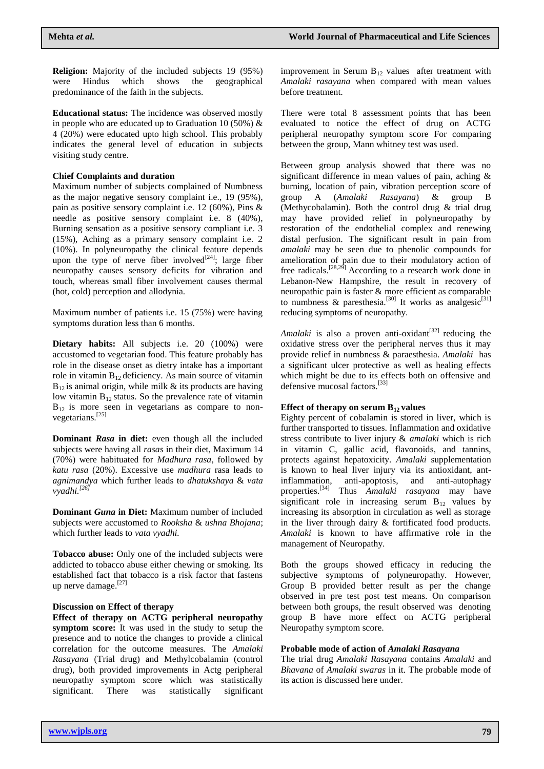**Religion:** Majority of the included subjects 19 (95%) were Hindus which shows the geographical predominance of the faith in the subjects.

**Educational status:** The incidence was observed mostly in people who are educated up to Graduation 10 (50%) & 4 (20%) were educated upto high school. This probably indicates the general level of education in subjects visiting study centre.

**Chief Complaints and duration**

Maximum number of subjects complained of Numbness as the major negative sensory complaint i.e., 19 (95%), pain as positive sensory complaint i.e. 12 (60%), Pins & needle as positive sensory complaint i.e. 8 (40%), Burning sensation as a positive sensory compliant i.e. 3 (15%), Aching as a primary sensory complaint i.e. 2 (10%). In polyneuropathy the clinical feature depends upon the type of nerve fiber involved[24]; large fiber neuropathy causes sensory deficits for vibration and touch, whereas small fiber involvement causes thermal (hot, cold) perception and allodynia.

Maximum number of patients i.e. 15 (75%) were having symptoms duration less than 6 months.

**Dietary habits:** All subjects i.e. 20 (100%) were accustomed to vegetarian food. This feature probably has role in the disease onset as dietry intake has a important role in vitamin $B_{12}$ deficiency. As main source of vitamin $B_{12}$ is animal origin, while milk & its products are having low vitamin $B_{12}$ status. So the prevalence rate of vitamin $B_{12}$ is more seen in vegetarians as compare to non-vegetarians.[25]

**Dominant *Rasa* in diet:** even though all the included subjects were having all *rasas* in their diet, Maximum 14 (70%) were habituated for *Madhura rasa*, followed by *katu rasa* (20%). Excessive use *madhura* rasa leads to *agnimandya* which further leads to *dhatukshaya* & *vata vyadhi.*[26]

**Dominant *Guna* in Diet:** Maximum number of included subjects were accustomed to *Rooksha* & *ushna Bhojana*; which further leads to *vata vyadhi.*

**Tobacco abuse:** Only one of the included subjects were addicted to tobacco abuse either chewing or smoking. Its established fact that tobacco is a risk factor that fastens up nerve damage.[27]

**Discussion on Effect of therapy**

**Effect of therapy on ACTG peripheral neuropathy symptom score:** It was used in the study to setup the presence and to notice the changes to provide a clinical correlation for the outcome measures. The *Amalaki Rasayana* (Trial drug) and Methylcobalamin (control drug), both provided improvements in Actg peripheral neuropathy symptom score which was statistically significant. There was statistically significant improvement in Serum $B_{12}$ values after treatment with *Amalaki rasayana* when compared with mean values before treatment.

There were total 8 assessment points that has been evaluated to notice the effect of drug on ACTG peripheral neuropathy symptom score For comparing between the group, Mann whitney test was used.

Between group analysis showed that there was no significant difference in mean values of pain, aching & burning, location of pain, vibration perception score of group A (*Amalaki Rasayana*) & group B (Methycobalamin). Both the control drug & trial drug may have provided relief in polyneuropathy by restoration of the endothelial complex and renewing distal perfusion. The significant result in pain from *amalaki* may be seen due to phenolic compounds for amelioration of pain due to their modulatory action of free radicals.[28,29] According to a research work done in Lebanon-New Hampshire, the result in recovery of neuropathic pain is faster & more efficient as comparable to numbness & paresthesia.[30] It works as analgesic[31] reducing symptoms of neuropathy.

*Amalaki* is also a proven anti-oxidant[32] reducing the oxidative stress over the peripheral nerves thus it may provide relief in numbness & paraesthesia. *Amalaki* has a significant ulcer protective as well as healing effects which might be due to its effects both on offensive and defensive mucosal factors.[33]

**Effect of therapy on serum $B_{12}$ values**

Eighty percent of cobalamin is stored in liver, which is further transported to tissues. Inflammation and oxidative stress contribute to liver injury & *amalaki* which is rich in vitamin C, gallic acid, flavonoids, and tannins, protects against hepatoxicity. *Amalaki* supplementation is known to heal liver injury via its antioxidant, ant-inflammation, anti-apoptosis, and anti-autophagy properties.[34] Thus *Amalaki rasayana* may have significant role in increasing serum $B_{12}$ values by increasing its absorption in circulation as well as storage in the liver through dairy & fortificated food products. *Amalaki* is known to have affirmative role in the management of Neuropathy.

Both the groups showed efficacy in reducing the subjective symptoms of polyneuropathy. However, Group B provided better result as per the change observed in pre test post test means. On comparison between both groups, the result observed was denoting group B have more effect on ACTG peripheral Neuropathy symptom score.

**Probable mode of action of *Amalaki Rasayana***

The trial drug *Amalaki Rasayana* contains *Amalaki* and *Bhavana* of *Amalaki swaras* in it. The probable mode of its action is discussed here under.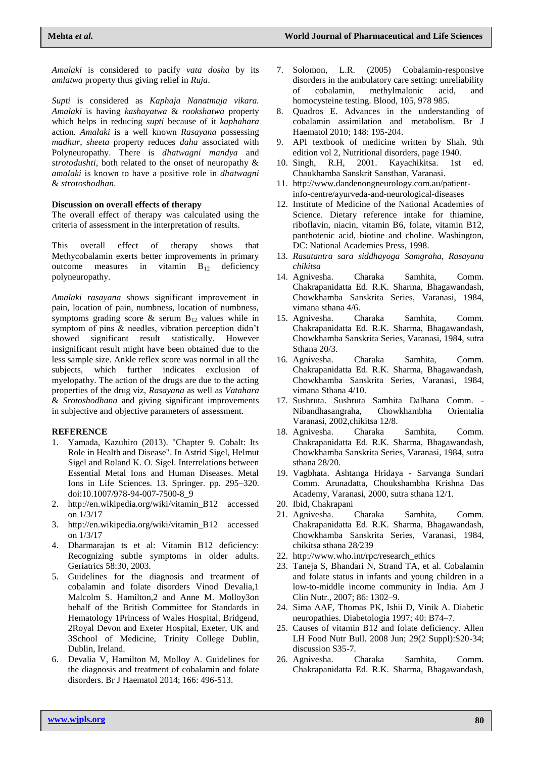*Amalaki* is considered to pacify *vata dosha* by its *amlatwa* property thus giving relief in *Ruja*.

*Supti* is considered as *Kaphaja Nanatmaja vikara. Amalaki* is having *kashayatwa* & *rookshatwa* property which helps in reducing *supti* because of it *kaphahara* action. *Amalaki* is a well known *Rasayana* possessing *madhur*, *sheeta* property reduces *daha* associated with Polyneuropathy. There is *dhatwagni mandya* and *strotodushti*, both related to the onset of neuropathy & *amalaki* is known to have a positive role in *dhatwagni* & *strotoshodhan*.

**Discussion on overall effects of therapy**

The overall effect of therapy was calculated using the criteria of assessment in the interpretation of results.

This overall effect of therapy shows that Methycobalamin exerts better improvements in primary outcome measures in vitamin $B_{12}$ deficiency polyneuropathy.

*Amalaki rasayana* shows significant improvement in pain, location of pain, numbness, location of numbness, symptoms grading score & serum $B_{12}$ values while in symptom of pins & needles, vibration perception didn't showed significant result statistically. However insignificant result might have been obtained due to the less sample size. Ankle reflex score was normal in all the subjects, which further indicates exclusion of myelopathy. The action of the drugs are due to the acting properties of the drug viz, *Rasayana* as well as *Vatahara* & *Srotoshodhana* and giving significant improvements in subjective and objective parameters of assessment.

**REFERENCE**

1. Yamada, Kazuhiro (2013). "Chapter 9. Cobalt: Its Role in Health and Disease". In Astrid Sigel, Helmut Sigel and Roland K. O. Sigel. Interrelations between Essential Metal Ions and Human Diseases. Metal Ions in Life Sciences. 13. Springer. pp. 295–320. doi:10.1007/978-94-007-7500-8_9
2. http://en.wikipedia.org/wiki/vitamin_B12 accessed on 1/3/17
3. http://en.wikipedia.org/wiki/vitamin_B12 accessed on 1/3/17
4. Dharmarajan ts et al: Vitamin B12 deficiency: Recognizing subtle symptoms in older adults. Geriatrics 58:30, 2003.
5. Guidelines for the diagnosis and treatment of cobalamin and folate disorders Vinod Devalia,1 Malcolm S. Hamilton,2 and Anne M. Molloy3on behalf of the British Committee for Standards in Hematology 1Princess of Wales Hospital, Bridgend, 2Royal Devon and Exeter Hospital, Exeter, UK and 3School of Medicine, Trinity College Dublin, Dublin, Ireland.
6. Devalia V, Hamilton M, Molloy A. Guidelines for the diagnosis and treatment of cobalamin and folate disorders. Br J Haematol 2014; 166: 496-513.
7. Solomon, L.R. (2005) Cobalamin-responsive disorders in the ambulatory care setting: unreliability of cobalamin, methylmalonic acid, and homocysteine testing. Blood, 105, 978 985.
8. Quadros E. Advances in the understanding of cobalamin assimilation and metabolism. Br J Haematol 2010; 148: 195-204.
9. API textbook of medicine written by Shah. 9th edition vol 2, Nutritional disorders, page 1940.
10. Singh, R.H, 2001. Kayachikitsa. 1st ed. Chaukhamba Sanskrit Sansthan, Varanasi.
11. http://www.dandenongneurology.com.au/patient-info-centre/ayurveda-and-neurological-diseases
12. Institute of Medicine of the National Academies of Science. Dietary reference intake for thiamine, riboflavin, niacin, vitamin B6, folate, vitamin B12, panthotenic acid, biotine and choline. Washington, DC: National Academies Press, 1998.
13. *Rasatantra sara siddhayoga Samgraha, Rasayana chikitsa*
14. Agnivesha. Charaka Samhita, Comm. Chakrapanidatta Ed. R.K. Sharma, Bhagawandash, Chowkhamba Sanskrita Series, Varanasi, 1984, vimana sthana 4/6.
15. Agnivesha. Charaka Samhita, Comm. Chakrapanidatta Ed. R.K. Sharma, Bhagawandash, Chowkhamba Sanskrita Series, Varanasi, 1984, sutra Sthana 20/3.
16. Agnivesha. Charaka Samhita, Comm. Chakrapanidatta Ed. R.K. Sharma, Bhagawandash, Chowkhamba Sanskrita Series, Varanasi, 1984, vimana Sthana 4/10.
17. Sushruta. Sushruta Samhita Dalhana Comm. - Nibandhasangraha, Chowkhambha Orientalia Varanasi, 2002,chikitsa 12/8.
18. Agnivesha. Charaka Samhita, Comm. Chakrapanidatta Ed. R.K. Sharma, Bhagawandash, Chowkhamba Sanskrita Series, Varanasi, 1984, sutra sthana 28/20.
19. Vagbhata. Ashtanga Hridaya - Sarvanga Sundari Comm. Arunadatta, Choukshambha Krishna Das Academy, Varanasi, 2000, sutra sthana 12/1.
20. Ibid, Chakrapani
21. Agnivesha. Charaka Samhita, Comm. Chakrapanidatta Ed. R.K. Sharma, Bhagawandash, Chowkhamba Sanskrita Series, Varanasi, 1984, chikitsa sthana 28/239
22. http://www.who.int/rpc/research_ethics
23. Taneja S, Bhandari N, Strand TA, et al. Cobalamin and folate status in infants and young children in a low-to-middle income community in India. Am J Clin Nutr., 2007; 86: 1302–9.
24. Sima AAF, Thomas PK, Ishii D, Vinik A. Diabetic neuropathies. Diabetologia 1997; 40: B74–7.
25. Causes of vitamin B12 and folate deficiency. Allen LH Food Nutr Bull. 2008 Jun; 29(2 Suppl):S20-34; discussion S35-7.
26. Agnivesha. Charaka Samhita, Comm. Chakrapanidatta Ed. R.K. Sharma, Bhagawandash,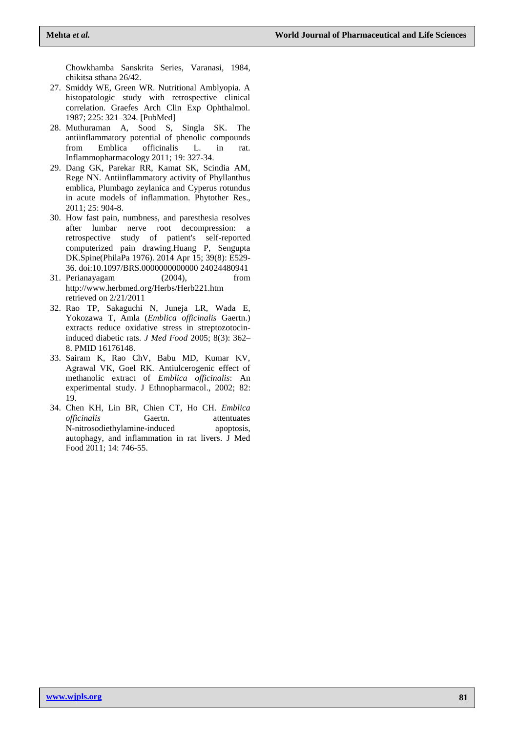Chowkhamba Sanskrita Series, Varanasi, 1984, chikitsa sthana 26/42.

27. Smiddy WE, Green WR. Nutritional Amblyopia. A histopatologic study with retrospective clinical correlation. Graefes Arch Clin Exp Ophthalmol. 1987; 225: 321–324. [PubMed]
28. Muthuraman A, Sood S, Singla SK. The antiinflammatory potential of phenolic compounds from Emblica officinalis L. in rat. Inflammopharmacology 2011; 19: 327-34.
29. Dang GK, Parekar RR, Kamat SK, Scindia AM, Rege NN. Antiinflammatory activity of Phyllanthus emblica, Plumbago zeylanica and Cyperus rotundus in acute models of inflammation. Phytother Res., 2011; 25: 904-8.
30. How fast pain, numbness, and paresthesia resolves after lumbar nerve root decompression: a retrospective study of patient's self-reported computerized pain drawing.Huang P, Sengupta DK.Spine(PhilaPa 1976). 2014 Apr 15; 39(8): E529-36. doi:10.1097/BRS.0000000000000 24024480941
31. Perianayagam (2004), from http://www.herbmed.org/Herbs/Herb221.htm retrieved on 2/21/2011
32. Rao TP, Sakaguchi N, Juneja LR, Wada E, Yokozawa T, Amla (*Emblica officinalis* Gaertn.) extracts reduce oxidative stress in streptozotocin-induced diabetic rats. *J Med Food* 2005; 8(3): 362–8. PMID 16176148.
33. Sairam K, Rao ChV, Babu MD, Kumar KV, Agrawal VK, Goel RK. Antiulcerogenic effect of methanolic extract of *Emblica officinalis*: An experimental study. J Ethnopharmacol., 2002; 82: 19.
34. Chen KH, Lin BR, Chien CT, Ho CH. *Emblica officinalis* Gaertn. attentuates N-nitrosodiethylamine-induced apoptosis, autophagy, and inflammation in rat livers. J Med Food 2011; 14: 746-55.